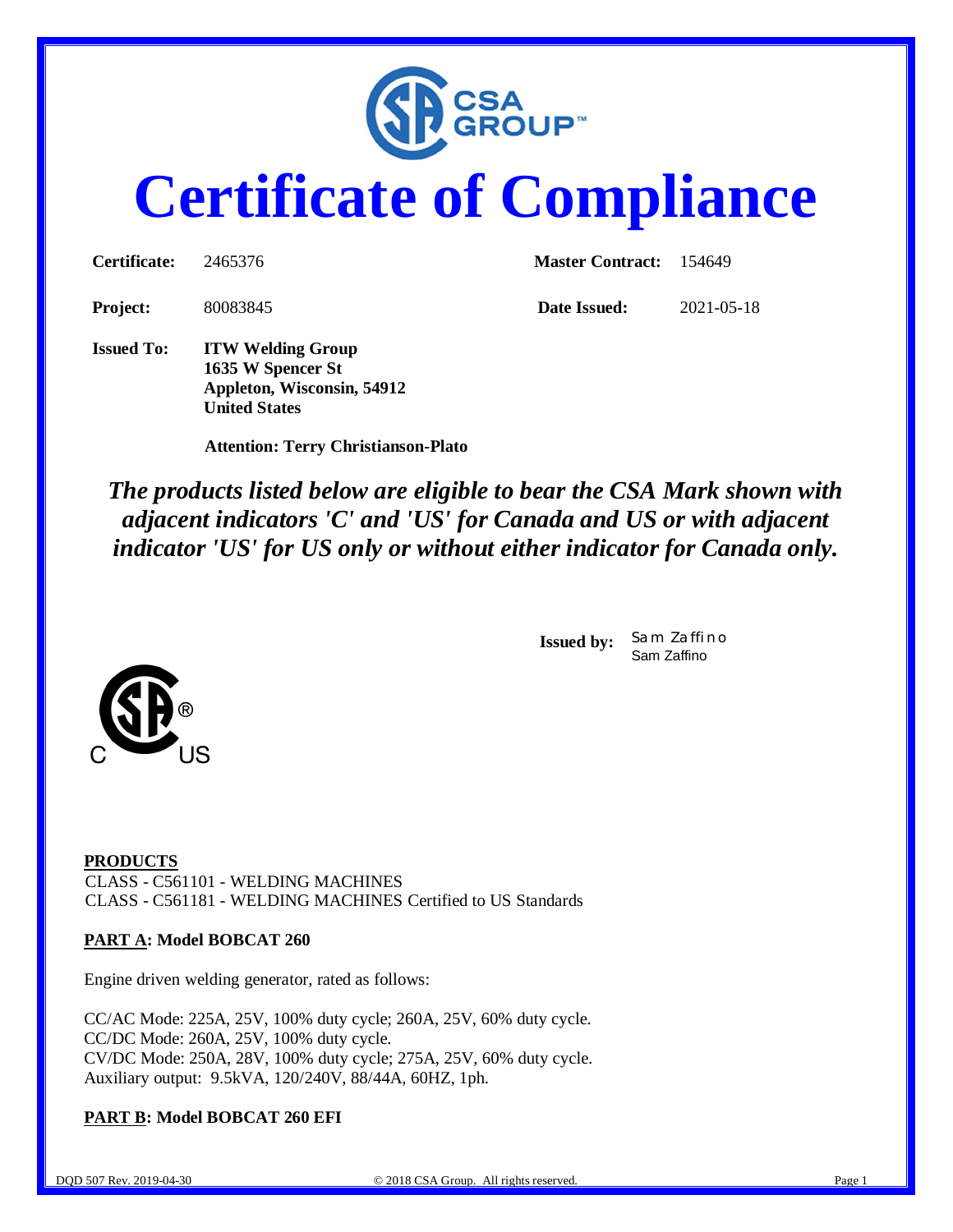CSA GROUP™

# Certificate of Compliance

**Certificate:** 2465376 **Master Contract:** 154649

**Project:** 80083845 **Date Issued:** 2021-05-18

**Issued To:** **ITW Welding Group**
**1635 W Spencer St**
**Appleton, Wisconsin, 54912**
**United States**

**Attention: Terry Christianson-Plato**

***The products listed below are eligible to bear the CSA Mark shown with adjacent indicators 'C' and 'US' for Canada and US or with adjacent indicator 'US' for US only or without either indicator for Canada only.***

**Issued by:** Sam Zaffino
Sam Zaffino

C US

**PRODUCTS**
CLASS - C561101 - WELDING MACHINES
CLASS - C561181 - WELDING MACHINES Certified to US Standards

**PART A: Model BOBCAT 260**

Engine driven welding generator, rated as follows:

CC/AC Mode: 225A, 25V, 100% duty cycle; 260A, 25V, 60% duty cycle.
CC/DC Mode: 260A, 25V, 100% duty cycle.
CV/DC Mode: 250A, 28V, 100% duty cycle; 275A, 25V, 60% duty cycle.
Auxiliary output: 9.5kVA, 120/240V, 88/44A, 60HZ, 1ph.

**PART B: Model BOBCAT 260 EFI**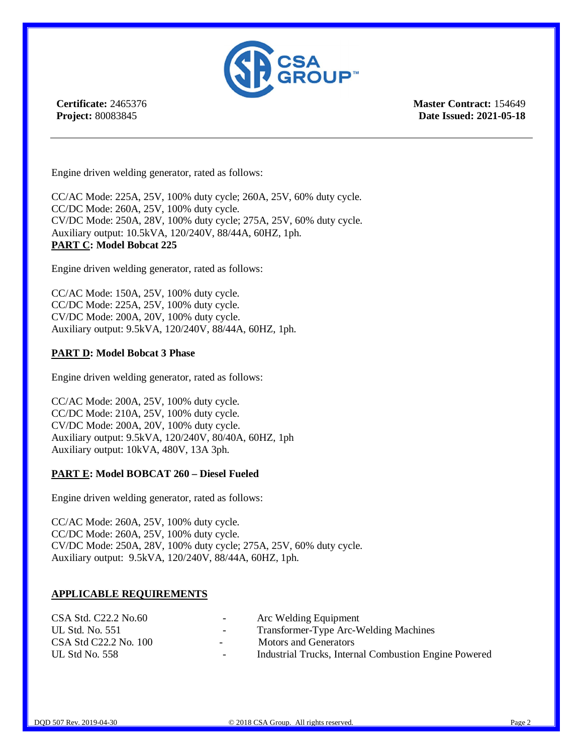Engine driven welding generator, rated as follows:

CC/AC Mode: 225A, 25V, 100% duty cycle; 260A, 25V, 60% duty cycle.
CC/DC Mode: 260A, 25V, 100% duty cycle.
CV/DC Mode: 250A, 28V, 100% duty cycle; 275A, 25V, 60% duty cycle.
Auxiliary output: 10.5kVA, 120/240V, 88/44A, 60HZ, 1ph.

**PART C: Model Bobcat 225**

Engine driven welding generator, rated as follows:

CC/AC Mode: 150A, 25V, 100% duty cycle.
CC/DC Mode: 225A, 25V, 100% duty cycle.
CV/DC Mode: 200A, 20V, 100% duty cycle.
Auxiliary output: 9.5kVA, 120/240V, 88/44A, 60HZ, 1ph.

**PART D: Model Bobcat 3 Phase**

Engine driven welding generator, rated as follows:

CC/AC Mode: 200A, 25V, 100% duty cycle.
CC/DC Mode: 210A, 25V, 100% duty cycle.
CV/DC Mode: 200A, 20V, 100% duty cycle.
Auxiliary output: 9.5kVA, 120/240V, 80/40A, 60HZ, 1ph
Auxiliary output: 10kVA, 480V, 13A 3ph.

**PART E: Model BOBCAT 260 – Diesel Fueled**

Engine driven welding generator, rated as follows:

CC/AC Mode: 260A, 25V, 100% duty cycle.
CC/DC Mode: 260A, 25V, 100% duty cycle.
CV/DC Mode: 250A, 28V, 100% duty cycle; 275A, 25V, 60% duty cycle.
Auxiliary output: 9.5kVA, 120/240V, 88/44A, 60HZ, 1ph.

**APPLICABLE REQUIREMENTS**

| | | |
|---|---|---|
| CSA Std. C22.2 No.60 | - | Arc Welding Equipment |
| UL Std. No. 551 | - | Transformer-Type Arc-Welding Machines |
| CSA Std C22.2 No. 100 | - | Motors and Generators |
| UL Std No. 558 | - | Industrial Trucks, Internal Combustion Engine Powered |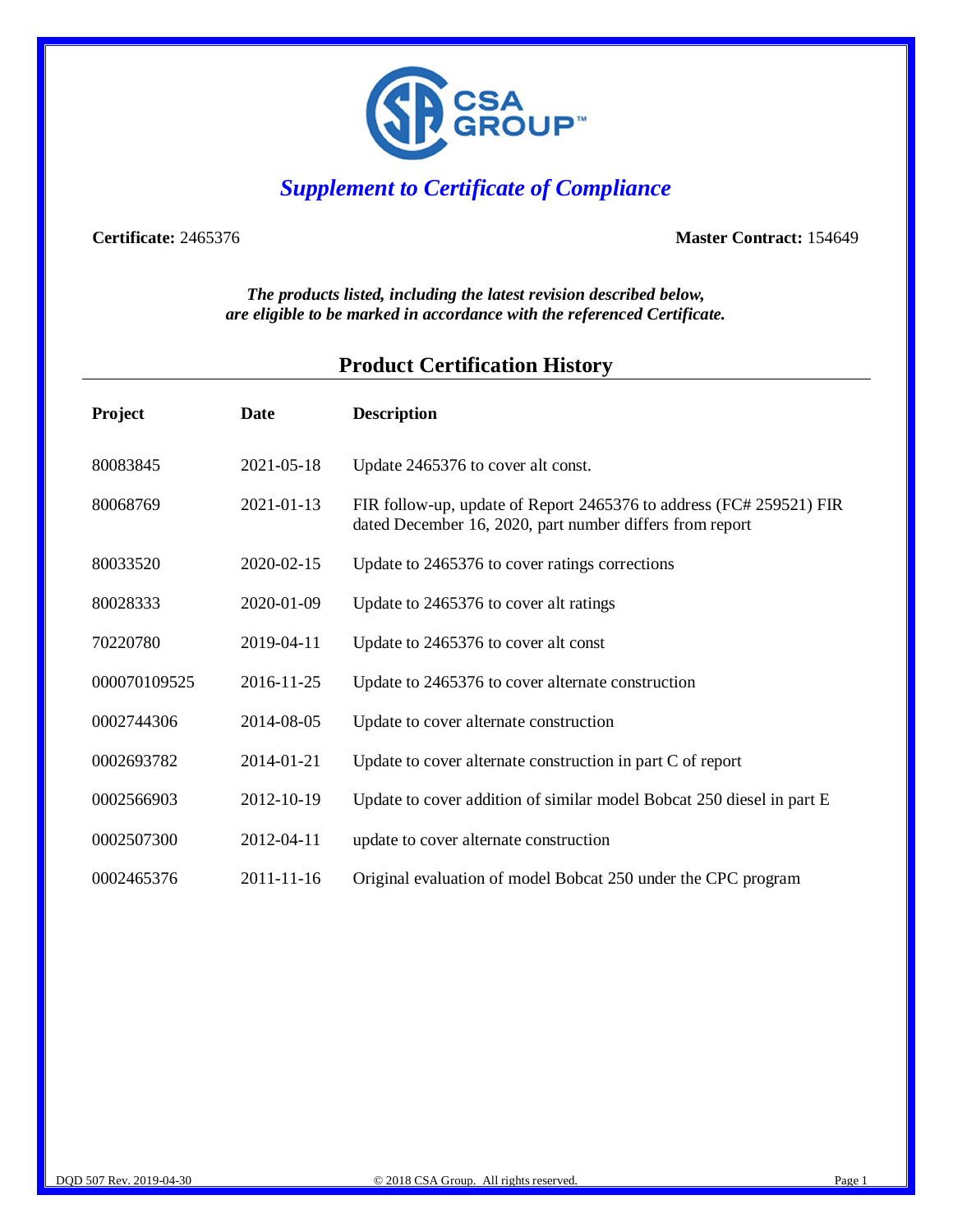# *Supplement to Certificate of Compliance*

**Certificate:** 2465376 **Master Contract:** 154649

***The products listed, including the latest revision described below, are eligible to be marked in accordance with the referenced Certificate.***

## Product Certification History

| Project | Date | Description |
|---|---|---|
| 80083845 | 2021-05-18 | Update 2465376 to cover alt const. |
| 80068769 | 2021-01-13 | FIR follow-up, update of Report 2465376 to address (FC# 259521) FIR dated December 16, 2020, part number differs from report |
| 80033520 | 2020-02-15 | Update to 2465376 to cover ratings corrections |
| 80028333 | 2020-01-09 | Update to 2465376 to cover alt ratings |
| 70220780 | 2019-04-11 | Update to 2465376 to cover alt const |
| 000070109525 | 2016-11-25 | Update to 2465376 to cover alternate construction |
| 0002744306 | 2014-08-05 | Update to cover alternate construction |
| 0002693782 | 2014-01-21 | Update to cover alternate construction in part C of report |
| 0002566903 | 2012-10-19 | Update to cover addition of similar model Bobcat 250 diesel in part E |
| 0002507300 | 2012-04-11 | update to cover alternate construction |
| 0002465376 | 2011-11-16 | Original evaluation of model Bobcat 250 under the CPC program |

DQD 507 Rev. 2019-04-30 © 2018 CSA Group. All rights reserved.